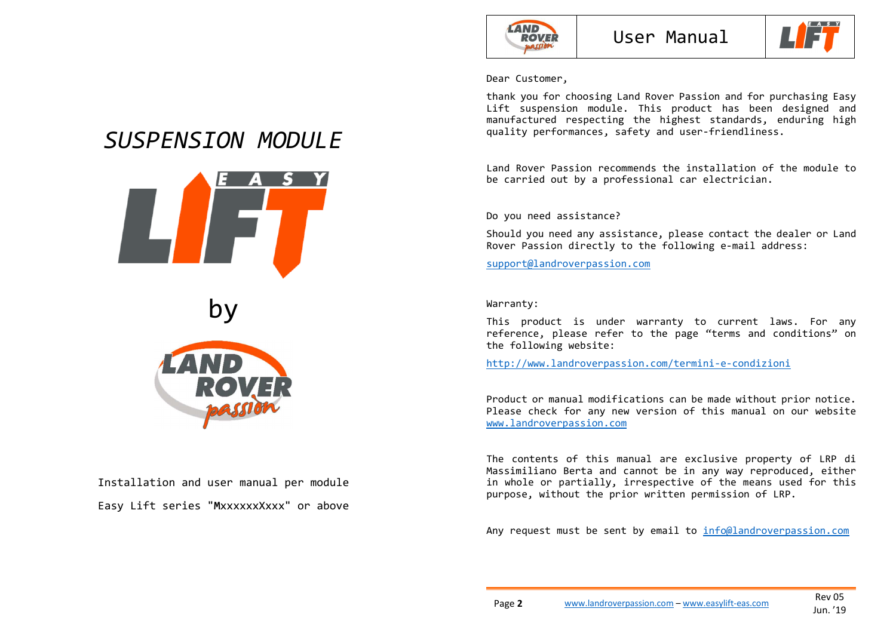# SUSPENSION MODULE

EASY LIFT

by

LAND ROVER passion

Installation and user manual per module

Easy Lift series "MxxxxxxXxxx" or above

## User Manual

Dear Customer,

thank you for choosing Land Rover Passion and for purchasing Easy Lift suspension module. This product has been designed and manufactured respecting the highest standards, enduring high quality performances, safety and user-friendliness.

Land Rover Passion recommends the installation of the module to be carried out by a professional car electrician.

Do you need assistance?

Should you need any assistance, please contact the dealer or Land Rover Passion directly to the following e-mail address:

support@landroverpassion.com

Warranty:

This product is under warranty to current laws. For any reference, please refer to the page “terms and conditions” on the following website:

http://www.landroverpassion.com/termini-e-condizioni

Product or manual modifications can be made without prior notice. Please check for any new version of this manual on our website www.landroverpassion.com

The contents of this manual are exclusive property of LRP di Massimiliano Berta and cannot be in any way reproduced, either in whole or partially, irrespective of the means used for this purpose, without the prior written permission of LRP.

Any request must be sent by email to info@landroverpassion.com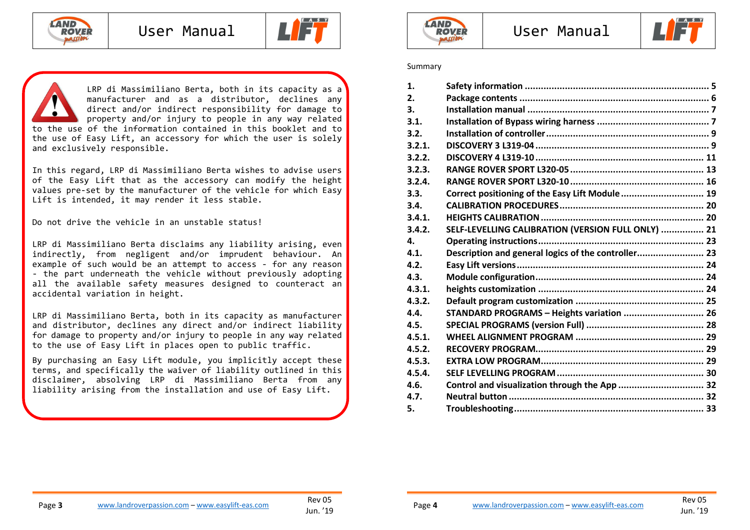LRP di Massimiliano Berta, both in its capacity as a manufacturer and as a distributor, declines any direct and/or indirect responsibility for damage to property and/or injury to people in any way related to the use of the information contained in this booklet and to the use of Easy Lift, an accessory for which the user is solely and exclusively responsible.

In this regard, LRP di Massimiliano Berta wishes to advise users of the Easy Lift that as the accessory can modify the height values pre-set by the manufacturer of the vehicle for which Easy Lift is intended, it may render it less stable.

Do not drive the vehicle in an unstable status!

LRP di Massimiliano Berta disclaims any liability arising, even indirectly, from negligent and/or imprudent behaviour. An example of such would be an attempt to access - for any reason - the part underneath the vehicle without previously adopting all the available safety measures designed to counteract an accidental variation in height.

LRP di Massimiliano Berta, both in its capacity as manufacturer and distributor, declines any direct and/or indirect liability for damage to property and/or injury to people in any way related to the use of Easy Lift in places open to public traffic.

By purchasing an Easy Lift module, you implicitly accept these terms, and specifically the waiver of liability outlined in this disclaimer, absolving LRP di Massimiliano Berta from any liability arising from the installation and use of Easy Lift.

Summary

| | | |
|---|---|---|
| **1.** | **Safety information** | **5** |
| **2.** | **Package contents** | **6** |
| **3.** | **Installation manual** | **7** |
| **3.1.** | **Installation of Bypass wiring harness** | **7** |
| **3.2.** | **Installation of controller** | **9** |
| **3.2.1.** | **DISCOVERY 3 L319-04** | **9** |
| **3.2.2.** | **DISCOVERY 4 L319-10** | **11** |
| **3.2.3.** | **RANGE ROVER SPORT L320-05** | **13** |
| **3.2.4.** | **RANGE ROVER SPORT L320-10** | **16** |
| **3.3.** | **Correct positioning of the Easy Lift Module** | **19** |
| **3.4.** | **CALIBRATION PROCEDURES** | **20** |
| **3.4.1.** | **HEIGHTS CALIBRATION** | **20** |
| **3.4.2.** | **SELF-LEVELLING CALIBRATION (VERSION FULL ONLY)** | **21** |
| **4.** | **Operating instructions** | **23** |
| **4.1.** | **Description and general logics of the controller** | **23** |
| **4.2.** | **Easy Lift versions** | **24** |
| **4.3.** | **Module configuration** | **24** |
| **4.3.1.** | **heights customization** | **24** |
| **4.3.2.** | **Default program customization** | **25** |
| **4.4.** | **STANDARD PROGRAMS – Heights variation** | **26** |
| **4.5.** | **SPECIAL PROGRAMS (version Full)** | **28** |
| **4.5.1.** | **WHEEL ALIGNMENT PROGRAM** | **29** |
| **4.5.2.** | **RECOVERY PROGRAM** | **29** |
| **4.5.3.** | **EXTRA LOW PROGRAM** | **29** |
| **4.5.4.** | **SELF LEVELLING PROGRAM** | **30** |
| **4.6.** | **Control and visualization through the App** | **32** |
| **4.7.** | **Neutral button** | **32** |
| **5.** | **Troubleshooting** | **33** |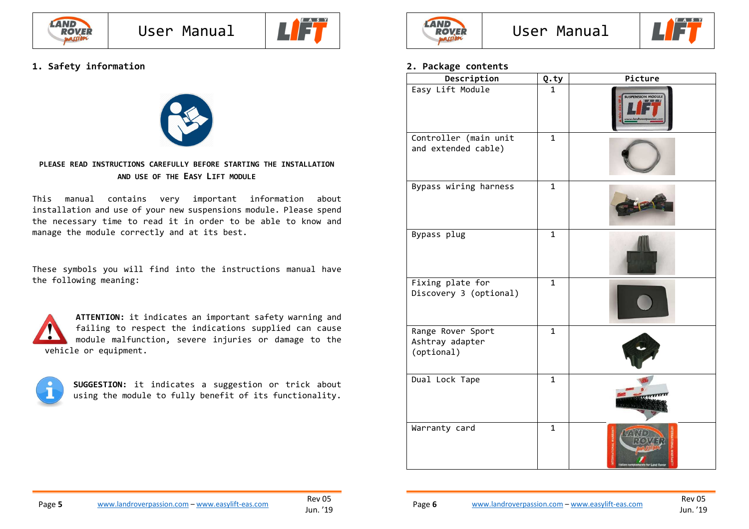## 1. Safety information

**PLEASE READ INSTRUCTIONS CAREFULLY BEFORE STARTING THE INSTALLATION AND USE OF THE EASY LIFT MODULE**

This manual contains very important information about installation and use of your new suspensions module. Please spend the necessary time to read it in order to be able to know and manage the module correctly and at its best.

These symbols you will find into the instructions manual have the following meaning:

**ATTENTION:** it indicates an important safety warning and failing to respect the indications supplied can cause module malfunction, severe injuries or damage to the vehicle or equipment.

**SUGGESTION:** it indicates a suggestion or trick about using the module to fully benefit of its functionality.

## 2. Package contents

| Description | Q.ty | Picture |
|---|---|---|
| Easy Lift Module | 1 | |
| Controller (main unit and extended cable) | 1 | |
| Bypass wiring harness | 1 | |
| Bypass plug | 1 | |
| Fixing plate for Discovery 3 (optional) | 1 | |
| Range Rover Sport Ashtray adapter (optional) | 1 | |
| Dual Lock Tape | 1 | |
| Warranty card | 1 | |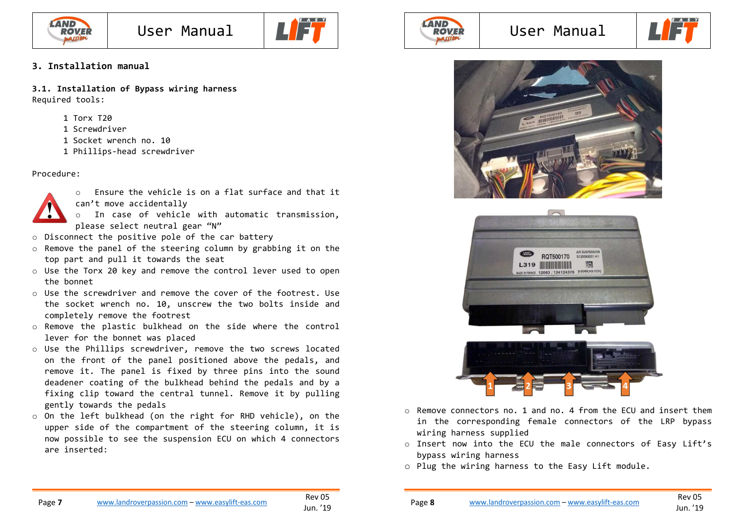## 3. Installation manual

### 3.1. Installation of Bypass wiring harness

Required tools:

- 1 Torx T20
- 1 Screwdriver
- 1 Socket wrench no. 10
- 1 Phillips-head screwdriver

Procedure:

- Ensure the vehicle is on a flat surface and that it can’t move accidentally
- In case of vehicle with automatic transmission, please select neutral gear “N”

- Disconnect the positive pole of the car battery
- Remove the panel of the steering column by grabbing it on the top part and pull it towards the seat
- Use the Torx 20 key and remove the control lever used to open the bonnet
- Use the screwdriver and remove the cover of the footrest. Use the socket wrench no. 10, unscrew the two bolts inside and completely remove the footrest
- Remove the plastic bulkhead on the side where the control lever for the bonnet was placed
- Use the Phillips screwdriver, remove the two screws located on the front of the panel positioned above the pedals, and remove it. The panel is fixed by three pins into the sound deadener coating of the bulkhead behind the pedals and by a fixing clip toward the central tunnel. Remove it by pulling gently towards the pedals
- On the left bulkhead (on the right for RHD vehicle), on the upper side of the compartment of the steering column, it is now possible to see the suspension ECU on which 4 connectors are inserted:

- Remove connectors no. 1 and no. 4 from the ECU and insert them in the corresponding female connectors of the LRP bypass wiring harness supplied
- Insert now into the ECU the male connectors of Easy Lift’s bypass wiring harness
- Plug the wiring harness to the Easy Lift module.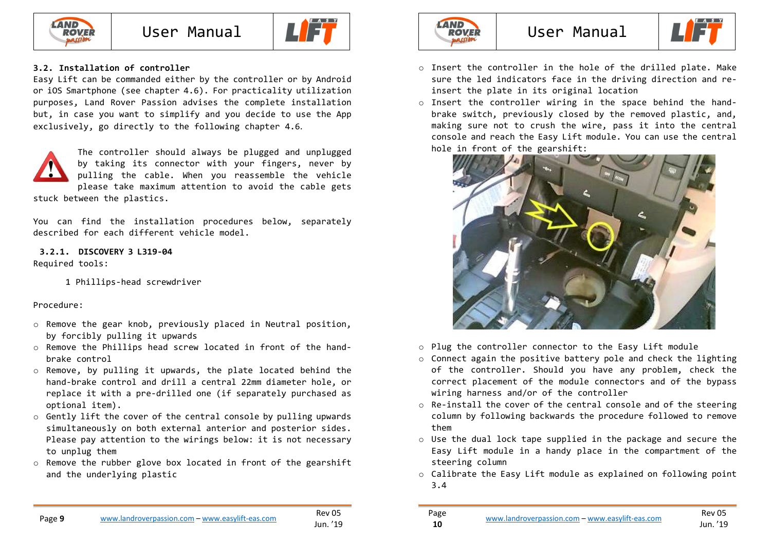### 3.2. Installation of controller

Easy Lift can be commanded either by the controller or by Android or iOS Smartphone (see chapter 4.6). For practicality utilization purposes, Land Rover Passion advises the complete installation but, in case you want to simplify and you decide to use the App exclusively, go directly to the following chapter 4.6.

The controller should always be plugged and unplugged by taking its connector with your fingers, never by pulling the cable. When you reassemble the vehicle please take maximum attention to avoid the cable gets stuck between the plastics.

You can find the installation procedures below, separately described for each different vehicle model.

#### 3.2.1. DISCOVERY 3 L319-04

Required tools:

1 Phillips-head screwdriver

Procedure:

- Remove the gear knob, previously placed in Neutral position, by forcibly pulling it upwards
- Remove the Phillips head screw located in front of the hand-brake control
- Remove, by pulling it upwards, the plate located behind the hand-brake control and drill a central 22mm diameter hole, or replace it with a pre-drilled one (if separately purchased as optional item).
- Gently lift the cover of the central console by pulling upwards simultaneously on both external anterior and posterior sides. Please pay attention to the wirings below: it is not necessary to unplug them
- Remove the rubber glove box located in front of the gearshift and the underlying plastic
- Insert the controller in the hole of the drilled plate. Make sure the led indicators face in the driving direction and re-insert the plate in its original location
- Insert the controller wiring in the space behind the hand-brake switch, previously closed by the removed plastic, and, making sure not to crush the wire, pass it into the central console and reach the Easy Lift module. You can use the central hole in front of the gearshift:
- Plug the controller connector to the Easy Lift module
- Connect again the positive battery pole and check the lighting of the controller. Should you have any problem, check the correct placement of the module connectors and of the bypass wiring harness and/or of the controller
- Re-install the cover of the central console and of the steering column by following backwards the procedure followed to remove them
- Use the dual lock tape supplied in the package and secure the Easy Lift module in a handy place in the compartment of the steering column
- Calibrate the Easy Lift module as explained on following point 3.4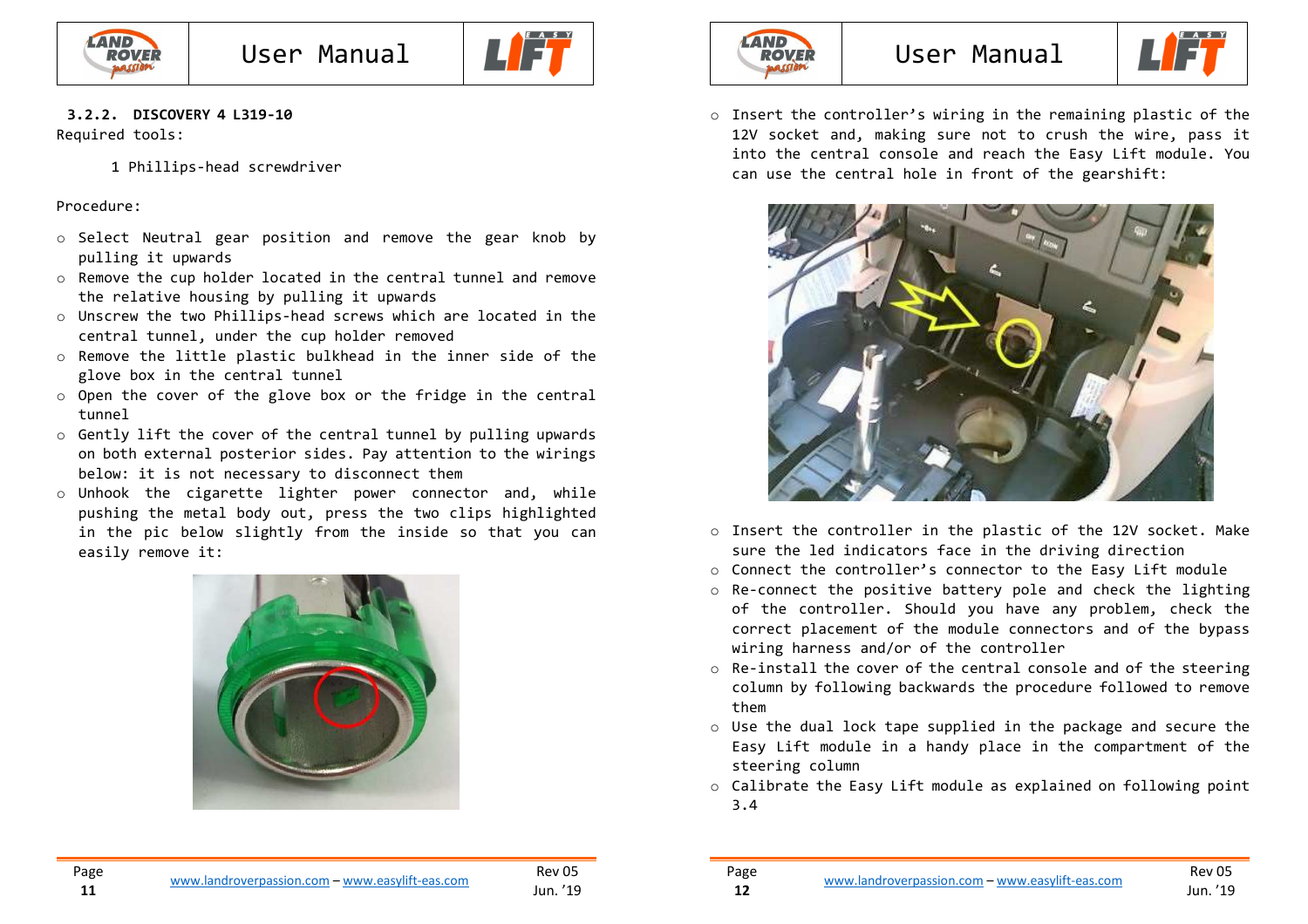### 3.2.2. DISCOVERY 4 L319-10

Required tools:

1 Phillips-head screwdriver

Procedure:

- Select Neutral gear position and remove the gear knob by pulling it upwards
- Remove the cup holder located in the central tunnel and remove the relative housing by pulling it upwards
- Unscrew the two Phillips-head screws which are located in the central tunnel, under the cup holder removed
- Remove the little plastic bulkhead in the inner side of the glove box in the central tunnel
- Open the cover of the glove box or the fridge in the central tunnel
- Gently lift the cover of the central tunnel by pulling upwards on both external posterior sides. Pay attention to the wirings below: it is not necessary to disconnect them
- Unhook the cigarette lighter power connector and, while pushing the metal body out, press the two clips highlighted in the pic below slightly from the inside so that you can easily remove it:

- Insert the controller's wiring in the remaining plastic of the 12V socket and, making sure not to crush the wire, pass it into the central console and reach the Easy Lift module. You can use the central hole in front of the gearshift:

- Insert the controller in the plastic of the 12V socket. Make sure the led indicators face in the driving direction
- Connect the controller's connector to the Easy Lift module
- Re-connect the positive battery pole and check the lighting of the controller. Should you have any problem, check the correct placement of the module connectors and of the bypass wiring harness and/or of the controller
- Re-install the cover of the central console and of the steering column by following backwards the procedure followed to remove them
- Use the dual lock tape supplied in the package and secure the Easy Lift module in a handy place in the compartment of the steering column
- Calibrate the Easy Lift module as explained on following point 3.4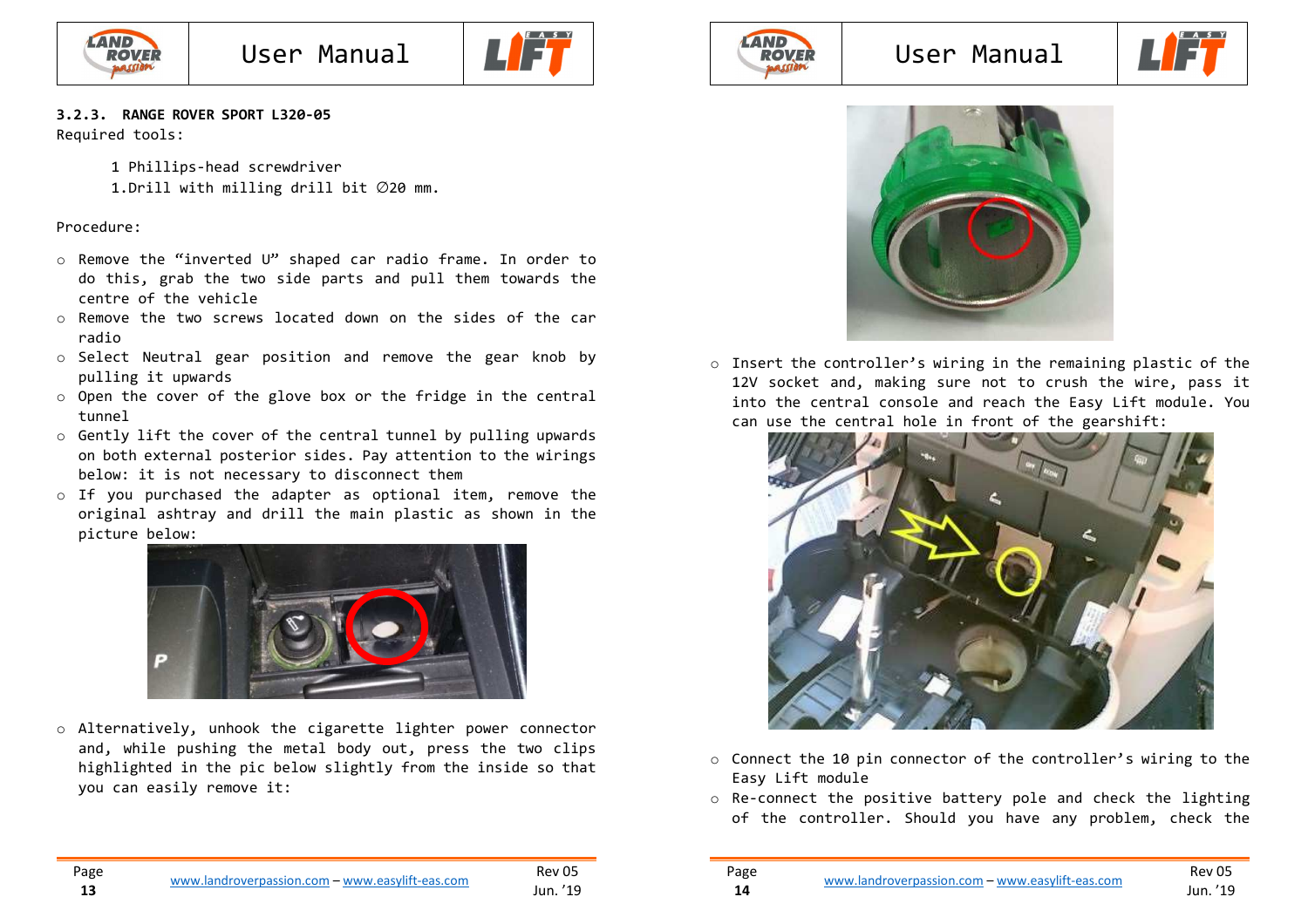### 3.2.3. RANGE ROVER SPORT L320-05

Required tools:

1 Phillips-head screwdriver
1.Drill with milling drill bit ∅20 mm.

Procedure:

- Remove the "inverted U" shaped car radio frame. In order to do this, grab the two side parts and pull them towards the centre of the vehicle
- Remove the two screws located down on the sides of the car radio
- Select Neutral gear position and remove the gear knob by pulling it upwards
- Open the cover of the glove box or the fridge in the central tunnel
- Gently lift the cover of the central tunnel by pulling upwards on both external posterior sides. Pay attention to the wirings below: it is not necessary to disconnect them
- If you purchased the adapter as optional item, remove the original ashtray and drill the main plastic as shown in the picture below:
- Alternatively, unhook the cigarette lighter power connector and, while pushing the metal body out, press the two clips highlighted in the pic below slightly from the inside so that you can easily remove it:
- Insert the controller's wiring in the remaining plastic of the 12V socket and, making sure not to crush the wire, pass it into the central console and reach the Easy Lift module. You can use the central hole in front of the gearshift:
- Connect the 10 pin connector of the controller's wiring to the Easy Lift module
- Re-connect the positive battery pole and check the lighting of the controller. Should you have any problem, check the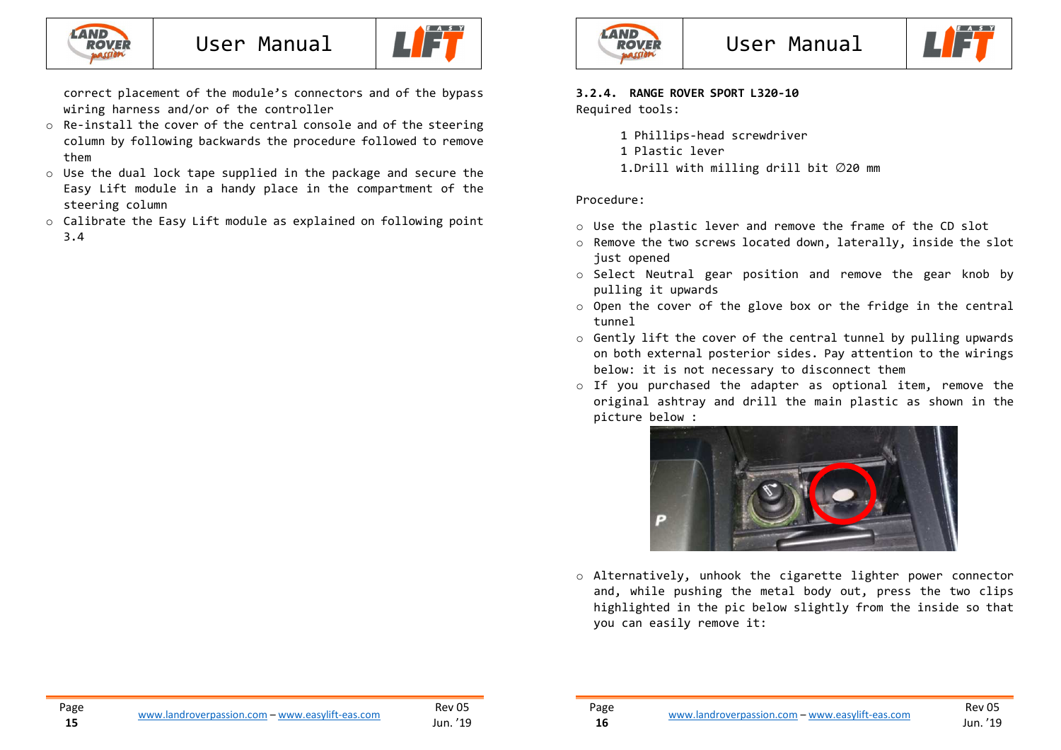correct placement of the module's connectors and of the bypass wiring harness and/or of the controller

- Re-install the cover of the central console and of the steering column by following backwards the procedure followed to remove them
- Use the dual lock tape supplied in the package and secure the Easy Lift module in a handy place in the compartment of the steering column
- Calibrate the Easy Lift module as explained on following point 3.4

### 3.2.4. RANGE ROVER SPORT L320-10

Required tools:

1 Phillips-head screwdriver
1 Plastic lever
1.Drill with milling drill bit ∅20 mm

Procedure:

- Use the plastic lever and remove the frame of the CD slot
- Remove the two screws located down, laterally, inside the slot just opened
- Select Neutral gear position and remove the gear knob by pulling it upwards
- Open the cover of the glove box or the fridge in the central tunnel
- Gently lift the cover of the central tunnel by pulling upwards on both external posterior sides. Pay attention to the wirings below: it is not necessary to disconnect them
- If you purchased the adapter as optional item, remove the original ashtray and drill the main plastic as shown in the picture below :
- Alternatively, unhook the cigarette lighter power connector and, while pushing the metal body out, press the two clips highlighted in the pic below slightly from the inside so that you can easily remove it: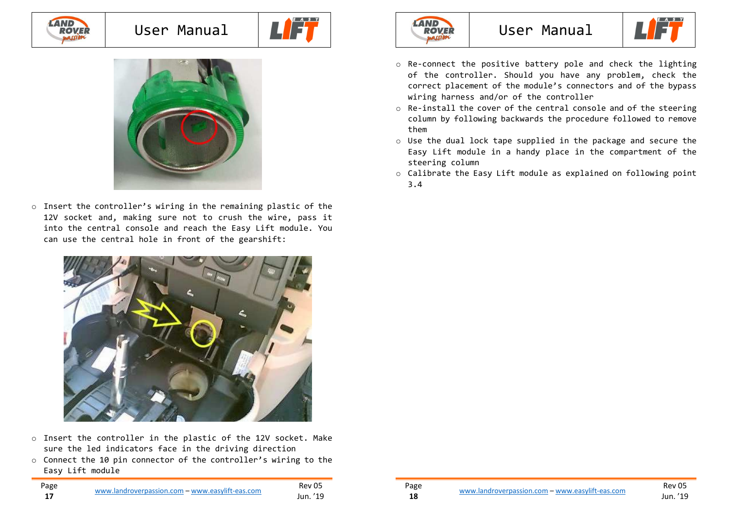- Insert the controller's wiring in the remaining plastic of the 12V socket and, making sure not to crush the wire, pass it into the central console and reach the Easy Lift module. You can use the central hole in front of the gearshift:

- Insert the controller in the plastic of the 12V socket. Make sure the led indicators face in the driving direction
- Connect the 10 pin connector of the controller's wiring to the Easy Lift module

- Re-connect the positive battery pole and check the lighting of the controller. Should you have any problem, check the correct placement of the module's connectors and of the bypass wiring harness and/or of the controller
- Re-install the cover of the central console and of the steering column by following backwards the procedure followed to remove them
- Use the dual lock tape supplied in the package and secure the Easy Lift module in a handy place in the compartment of the steering column
- Calibrate the Easy Lift module as explained on following point 3.4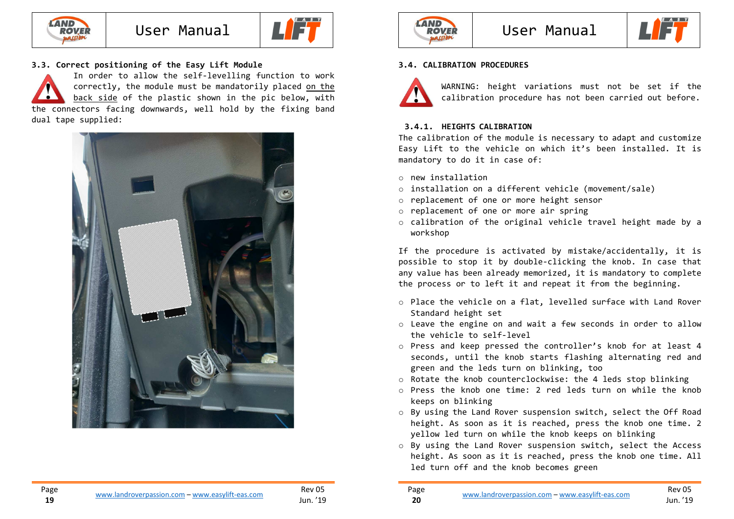### 3.3. Correct positioning of the Easy Lift Module

In order to allow the self-levelling function to work correctly, the module must be mandatorily placed on the back side of the plastic shown in the pic below, with the connectors facing downwards, well hold by the fixing band dual tape supplied:

### 3.4. CALIBRATION PROCEDURES

WARNING: height variations must not be set if the calibration procedure has not been carried out before.

#### 3.4.1. HEIGHTS CALIBRATION

The calibration of the module is necessary to adapt and customize Easy Lift to the vehicle on which it's been installed. It is mandatory to do it in case of:

- new installation
- installation on a different vehicle (movement/sale)
- replacement of one or more height sensor
- replacement of one or more air spring
- calibration of the original vehicle travel height made by a workshop

If the procedure is activated by mistake/accidentally, it is possible to stop it by double-clicking the knob. In case that any value has been already memorized, it is mandatory to complete the process or to left it and repeat it from the beginning.

- Place the vehicle on a flat, levelled surface with Land Rover Standard height set
- Leave the engine on and wait a few seconds in order to allow the vehicle to self-level
- Press and keep pressed the controller's knob for at least 4 seconds, until the knob starts flashing alternating red and green and the leds turn on blinking, too
- Rotate the knob counterclockwise: the 4 leds stop blinking
- Press the knob one time: 2 red leds turn on while the knob keeps on blinking
- By using the Land Rover suspension switch, select the Off Road height. As soon as it is reached, press the knob one time. 2 yellow led turn on while the knob keeps on blinking
- By using the Land Rover suspension switch, select the Access height. As soon as it is reached, press the knob one time. All led turn off and the knob becomes green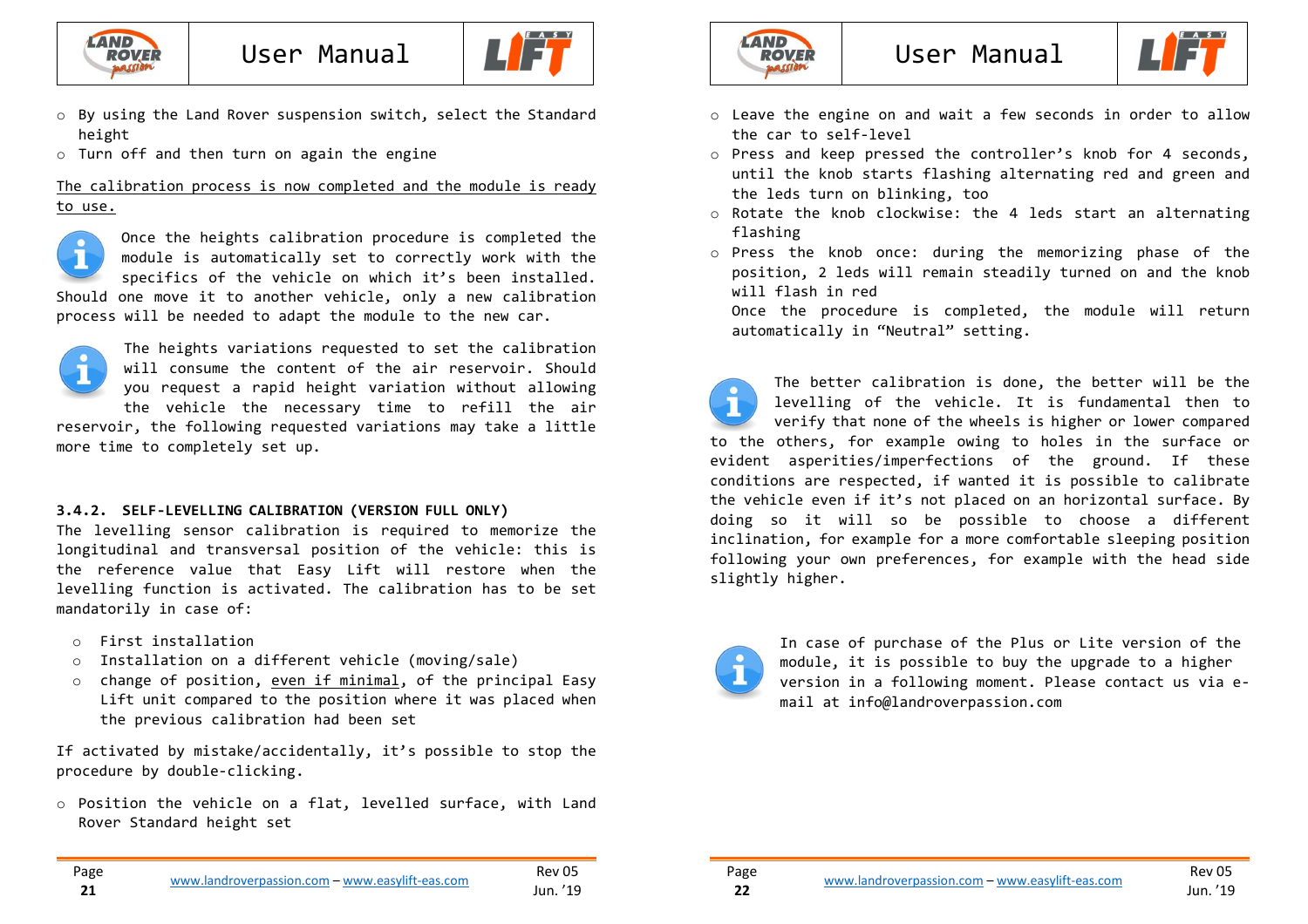- By using the Land Rover suspension switch, select the Standard height
- Turn off and then turn on again the engine

The calibration process is now completed and the module is ready to use.

Once the heights calibration procedure is completed the module is automatically set to correctly work with the specifics of the vehicle on which it's been installed. Should one move it to another vehicle, only a new calibration process will be needed to adapt the module to the new car.

The heights variations requested to set the calibration will consume the content of the air reservoir. Should you request a rapid height variation without allowing the vehicle the necessary time to refill the air reservoir, the following requested variations may take a little more time to completely set up.

#### 3.4.2. SELF-LEVELLING CALIBRATION (VERSION FULL ONLY)

The levelling sensor calibration is required to memorize the longitudinal and transversal position of the vehicle: this is the reference value that Easy Lift will restore when the levelling function is activated. The calibration has to be set mandatorily in case of:

- First installation
- Installation on a different vehicle (moving/sale)
- change of position, even if minimal, of the principal Easy Lift unit compared to the position where it was placed when the previous calibration had been set

If activated by mistake/accidentally, it's possible to stop the procedure by double-clicking.

- Position the vehicle on a flat, levelled surface, with Land Rover Standard height set
- Leave the engine on and wait a few seconds in order to allow the car to self-level
- Press and keep pressed the controller's knob for 4 seconds, until the knob starts flashing alternating red and green and the leds turn on blinking, too
- Rotate the knob clockwise: the 4 leds start an alternating flashing
- Press the knob once: during the memorizing phase of the position, 2 leds will remain steadily turned on and the knob will flash in red

  Once the procedure is completed, the module will return automatically in "Neutral" setting.

The better calibration is done, the better will be the levelling of the vehicle. It is fundamental then to verify that none of the wheels is higher or lower compared to the others, for example owing to holes in the surface or evident asperities/imperfections of the ground. If these conditions are respected, if wanted it is possible to calibrate the vehicle even if it's not placed on an horizontal surface. By doing so it will so be possible to choose a different inclination, for example for a more comfortable sleeping position following your own preferences, for example with the head side slightly higher.

In case of purchase of the Plus or Lite version of the module, it is possible to buy the upgrade to a higher version in a following moment. Please contact us via e-mail at info@landroverpassion.com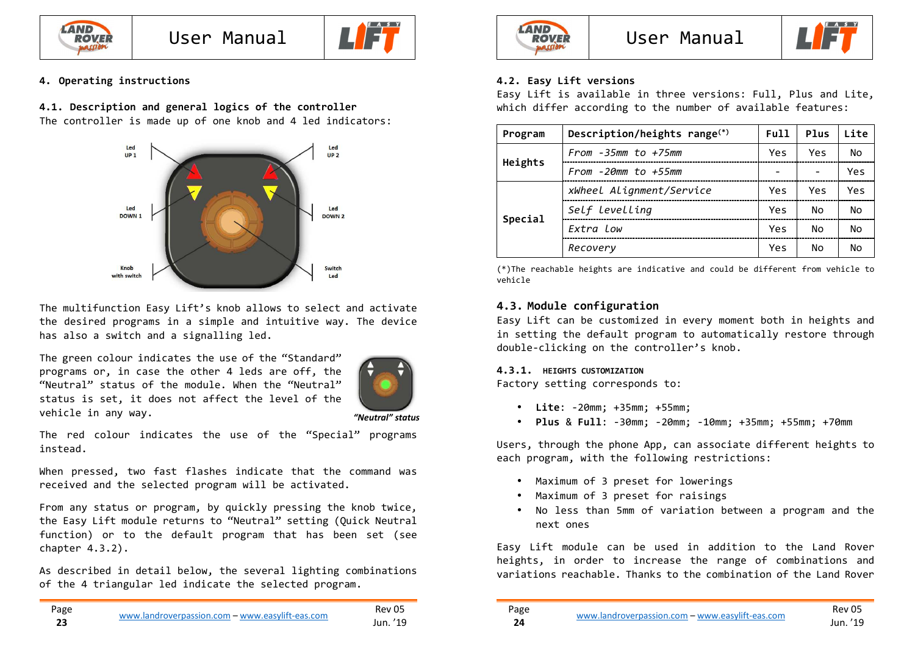## 4. Operating instructions

### 4.1. Description and general logics of the controller

The controller is made up of one knob and 4 led indicators:

Led UP 1 · Led UP 2 · Led DOWN 1 · Led DOWN 2 · Knob with switch · Switch Led

The multifunction Easy Lift's knob allows to select and activate the desired programs in a simple and intuitive way. The device has also a switch and a signalling led.

The green colour indicates the use of the "Standard" programs or, in case the other 4 leds are off, the "Neutral" status of the module. When the "Neutral" status is set, it does not affect the level of the vehicle in any way.

*"Neutral" status*

The red colour indicates the use of the "Special" programs instead.

When pressed, two fast flashes indicate that the command was received and the selected program will be activated.

From any status or program, by quickly pressing the knob twice, the Easy Lift module returns to "Neutral" setting (Quick Neutral function) or to the default program that has been set (see chapter 4.3.2).

As described in detail below, the several lighting combinations of the 4 triangular led indicate the selected program.

### 4.2. Easy Lift versions

Easy Lift is available in three versions: Full, Plus and Lite, which differ according to the number of available features:

| Program | Description/heights range(*) | Full | Plus | Lite |
|---|---|---|---|---|
| Heights | *From -35mm to +75mm* | Yes | Yes | No |
| | *From -20mm to +55mm* | - | - | Yes |
| Special | *xWheel Alignment/Service* | Yes | Yes | Yes |
| | *Self levelling* | Yes | No | No |
| | *Extra low* | Yes | No | No |
| | *Recovery* | Yes | No | No |

(*)The reachable heights are indicative and could be different from vehicle to vehicle

### 4.3. Module configuration

Easy Lift can be customized in every moment both in heights and in setting the default program to automatically restore through double-clicking on the controller's knob.

#### 4.3.1. HEIGHTS CUSTOMIZATION

Factory setting corresponds to:

- **Lite**: -20mm; +35mm; +55mm;
- **Plus** & **Full**: -30mm; -20mm; -10mm; +35mm; +55mm; +70mm

Users, through the phone App, can associate different heights to each program, with the following restrictions:

- Maximum of 3 preset for lowerings
- Maximum of 3 preset for raisings
- No less than 5mm of variation between a program and the next ones

Easy Lift module can be used in addition to the Land Rover heights, in order to increase the range of combinations and variations reachable. Thanks to the combination of the Land Rover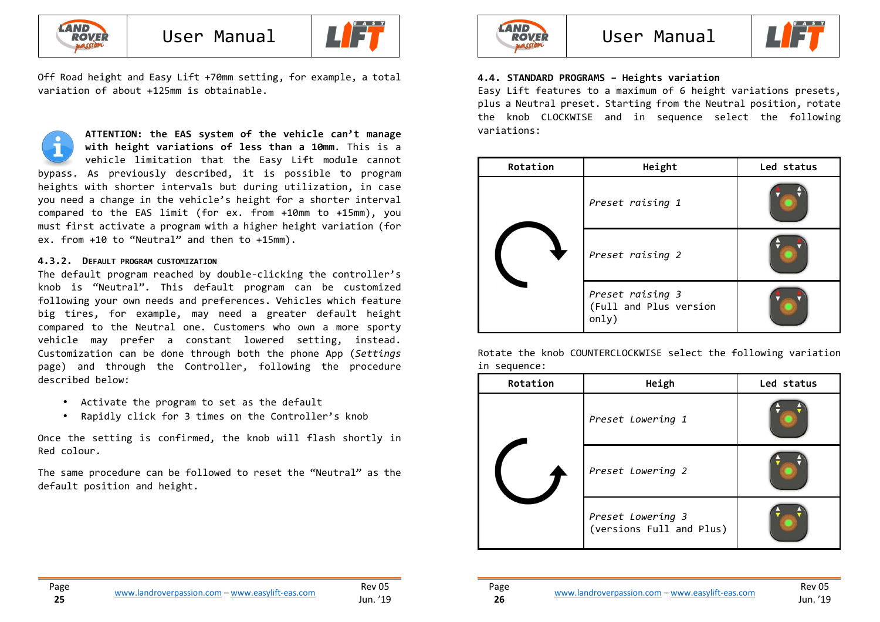Off Road height and Easy Lift +70mm setting, for example, a total variation of about +125mm is obtainable.

**ATTENTION: the EAS system of the vehicle can't manage with height variations of less than a 10mm.** This is a vehicle limitation that the Easy Lift module cannot bypass. As previously described, it is possible to program heights with shorter intervals but during utilization, in case you need a change in the vehicle's height for a shorter interval compared to the EAS limit (for ex. from +10mm to +15mm), you must first activate a program with a higher height variation (for ex. from +10 to "Neutral" and then to +15mm).

#### 4.3.2. Default program customization

The default program reached by double-clicking the controller's knob is "Neutral". This default program can be customized following your own needs and preferences. Vehicles which feature big tires, for example, may need a greater default height compared to the Neutral one. Customers who own a more sporty vehicle may prefer a constant lowered setting, instead. Customization can be done through both the phone App (*Settings* page) and through the Controller, following the procedure described below:

- Activate the program to set as the default
- Rapidly click for 3 times on the Controller's knob

Once the setting is confirmed, the knob will flash shortly in Red colour.

The same procedure can be followed to reset the "Neutral" as the default position and height.

### 4.4. STANDARD PROGRAMS – Heights variation

Easy Lift features to a maximum of 6 height variations presets, plus a Neutral preset. Starting from the Neutral position, rotate the knob CLOCKWISE and in sequence select the following variations:

| Rotation | Height | Led status |
|---|---|---|
| | *Preset raising 1* | |
| | *Preset raising 2* | |
| | *Preset raising 3* (Full and Plus version only) | |

Rotate the knob COUNTERCLOCKWISE select the following variation in sequence:

| Rotation | Heigh | Led status |
|---|---|---|
| | *Preset Lowering 1* | |
| | *Preset Lowering 2* | |
| | *Preset Lowering 3* (versions Full and Plus) | |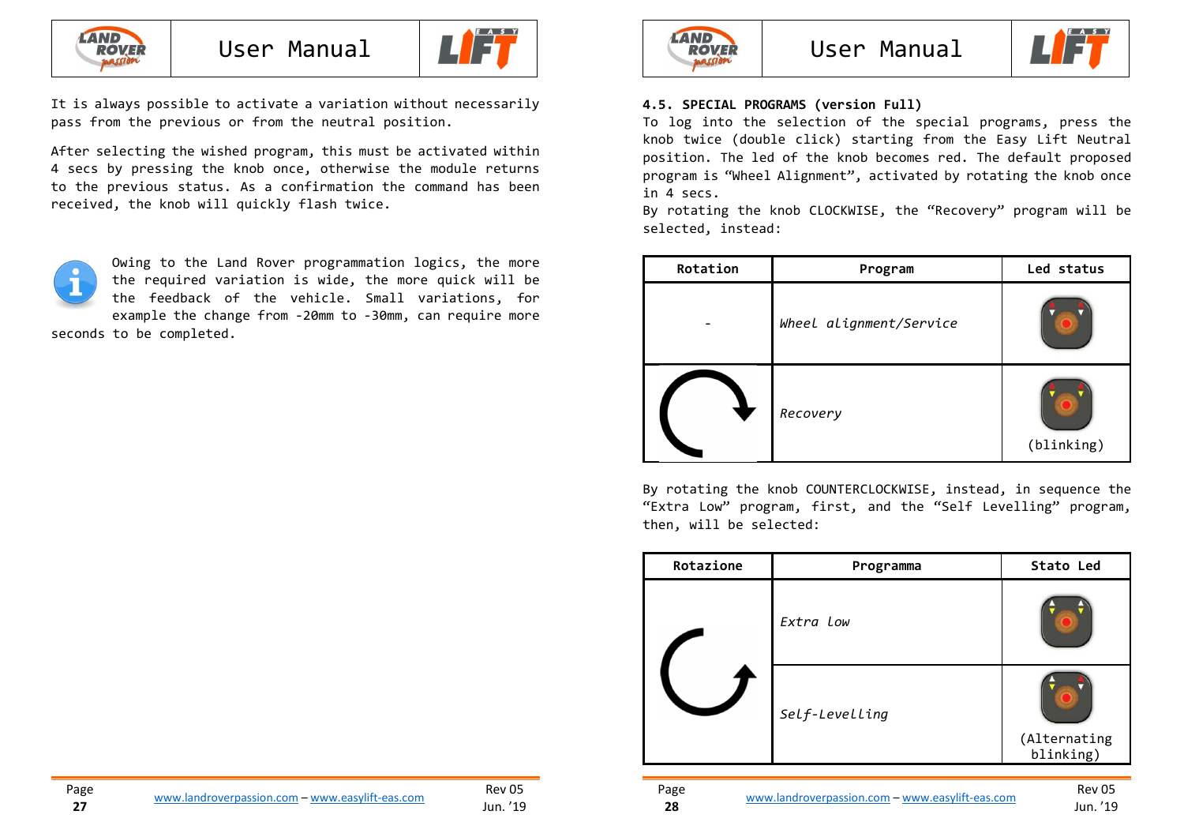It is always possible to activate a variation without necessarily pass from the previous or from the neutral position.

After selecting the wished program, this must be activated within 4 secs by pressing the knob once, otherwise the module returns to the previous status. As a confirmation the command has been received, the knob will quickly flash twice.

Owing to the Land Rover programmation logics, the more the required variation is wide, the more quick will be the feedback of the vehicle. Small variations, for example the change from -20mm to -30mm, can require more seconds to be completed.

### 4.5. SPECIAL PROGRAMS (version Full)

To log into the selection of the special programs, press the knob twice (double click) starting from the Easy Lift Neutral position. The led of the knob becomes red. The default proposed program is "Wheel Alignment", activated by rotating the knob once in 4 secs.
By rotating the knob CLOCKWISE, the "Recovery" program will be selected, instead:

| Rotation | Program | Led status |
|---|---|---|
| - | *Wheel alignment/Service* | |
| (clockwise) | *Recovery* | (blinking) |

By rotating the knob COUNTERCLOCKWISE, instead, in sequence the "Extra Low" program, first, and the "Self Levelling" program, then, will be selected:

| Rotazione | Programma | Stato Led |
|---|---|---|
| (counterclockwise) | *Extra Low* | |
| | *Self-Levelling* | (Alternating blinking) |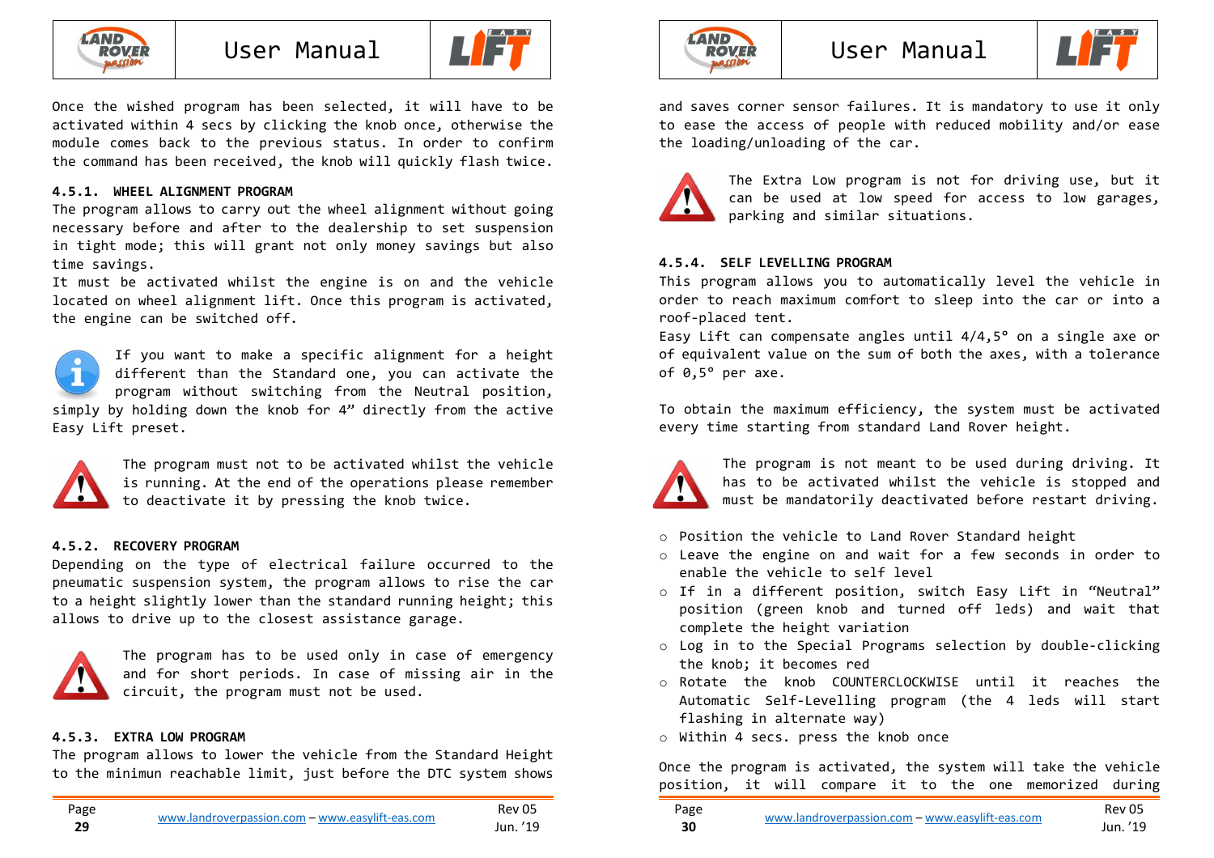Once the wished program has been selected, it will have to be activated within 4 secs by clicking the knob once, otherwise the module comes back to the previous status. In order to confirm the command has been received, the knob will quickly flash twice.

#### 4.5.1. WHEEL ALIGNMENT PROGRAM

The program allows to carry out the wheel alignment without going necessary before and after to the dealership to set suspension in tight mode; this will grant not only money savings but also time savings.

It must be activated whilst the engine is on and the vehicle located on wheel alignment lift. Once this program is activated, the engine can be switched off.

If you want to make a specific alignment for a height different than the Standard one, you can activate the program without switching from the Neutral position, simply by holding down the knob for 4" directly from the active Easy Lift preset.

The program must not to be activated whilst the vehicle is running. At the end of the operations please remember to deactivate it by pressing the knob twice.

#### 4.5.2. RECOVERY PROGRAM

Depending on the type of electrical failure occurred to the pneumatic suspension system, the program allows to rise the car to a height slightly lower than the standard running height; this allows to drive up to the closest assistance garage.

The program has to be used only in case of emergency and for short periods. In case of missing air in the circuit, the program must not be used.

#### 4.5.3. EXTRA LOW PROGRAM

The program allows to lower the vehicle from the Standard Height to the minimun reachable limit, just before the DTC system shows and saves corner sensor failures. It is mandatory to use it only to ease the access of people with reduced mobility and/or ease the loading/unloading of the car.

The Extra Low program is not for driving use, but it can be used at low speed for access to low garages, parking and similar situations.

#### 4.5.4. SELF LEVELLING PROGRAM

This program allows you to automatically level the vehicle in order to reach maximum comfort to sleep into the car or into a roof-placed tent.

Easy Lift can compensate angles until 4/4,5° on a single axe or of equivalent value on the sum of both the axes, with a tolerance of 0,5° per axe.

To obtain the maximum efficiency, the system must be activated every time starting from standard Land Rover height.

The program is not meant to be used during driving. It has to be activated whilst the vehicle is stopped and must be mandatorily deactivated before restart driving.

- Position the vehicle to Land Rover Standard height
- Leave the engine on and wait for a few seconds in order to enable the vehicle to self level
- If in a different position, switch Easy Lift in “Neutral” position (green knob and turned off leds) and wait that complete the height variation
- Log in to the Special Programs selection by double-clicking the knob; it becomes red
- Rotate the knob COUNTERCLOCKWISE until it reaches the Automatic Self-Levelling program (the 4 leds will start flashing in alternate way)
- Within 4 secs. press the knob once

Once the program is activated, the system will take the vehicle position, it will compare it to the one memorized during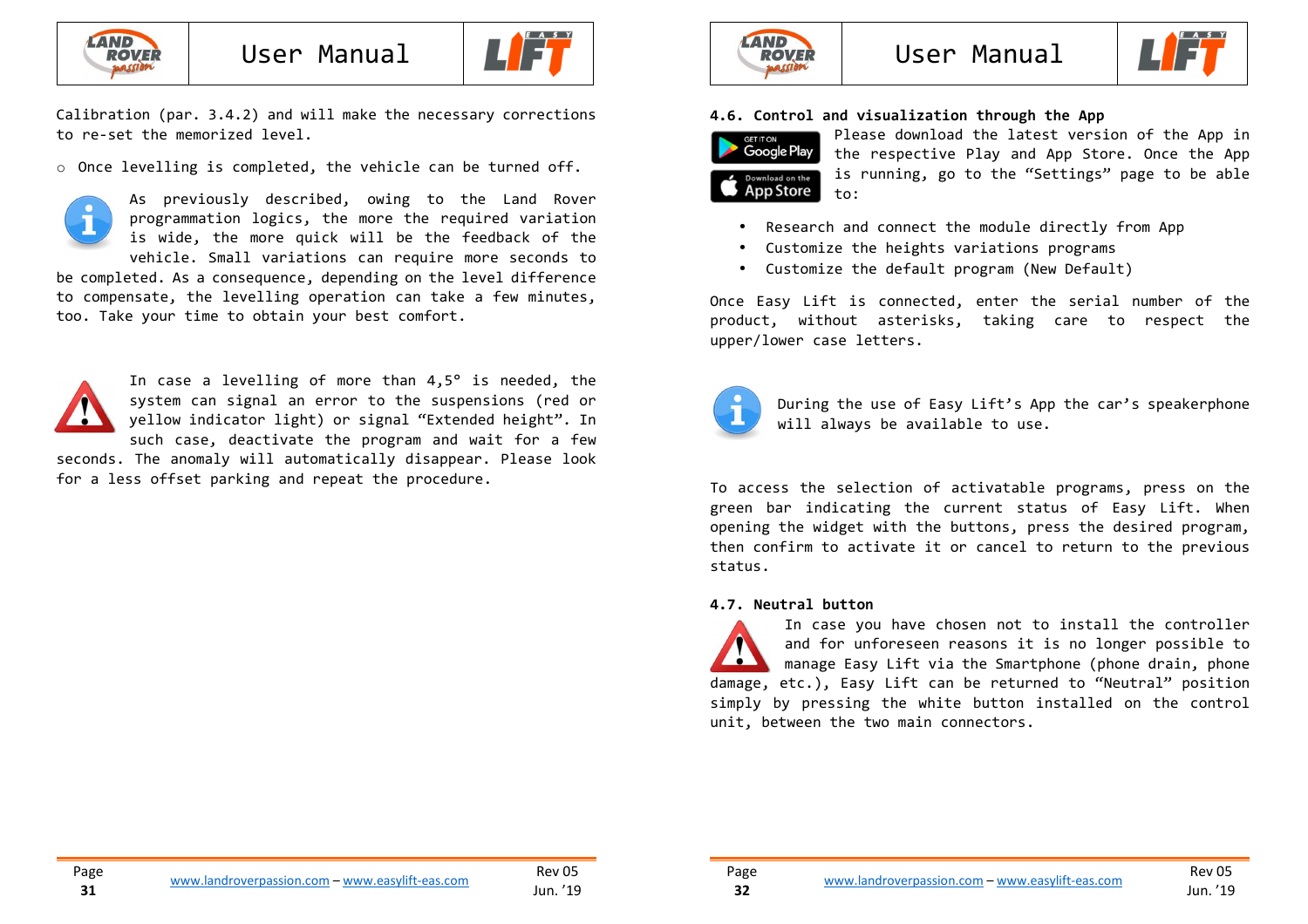Calibration (par. 3.4.2) and will make the necessary corrections to re-set the memorized level.

- Once levelling is completed, the vehicle can be turned off.

As previously described, owing to the Land Rover programmation logics, the more the required variation is wide, the more quick will be the feedback of the vehicle. Small variations can require more seconds to be completed. As a consequence, depending on the level difference to compensate, the levelling operation can take a few minutes, too. Take your time to obtain your best comfort.

In case a levelling of more than 4,5° is needed, the system can signal an error to the suspensions (red or yellow indicator light) or signal "Extended height". In such case, deactivate the program and wait for a few seconds. The anomaly will automatically disappear. Please look for a less offset parking and repeat the procedure.

### 4.6. Control and visualization through the App

Please download the latest version of the App in the respective Play and App Store. Once the App is running, go to the "Settings" page to be able to:

- Research and connect the module directly from App
- Customize the heights variations programs
- Customize the default program (New Default)

Once Easy Lift is connected, enter the serial number of the product, without asterisks, taking care to respect the upper/lower case letters.

During the use of Easy Lift's App the car's speakerphone will always be available to use.

To access the selection of activatable programs, press on the green bar indicating the current status of Easy Lift. When opening the widget with the buttons, press the desired program, then confirm to activate it or cancel to return to the previous status.

### 4.7. Neutral button

In case you have chosen not to install the controller and for unforeseen reasons it is no longer possible to manage Easy Lift via the Smartphone (phone drain, phone damage, etc.), Easy Lift can be returned to "Neutral" position simply by pressing the white button installed on the control unit, between the two main connectors.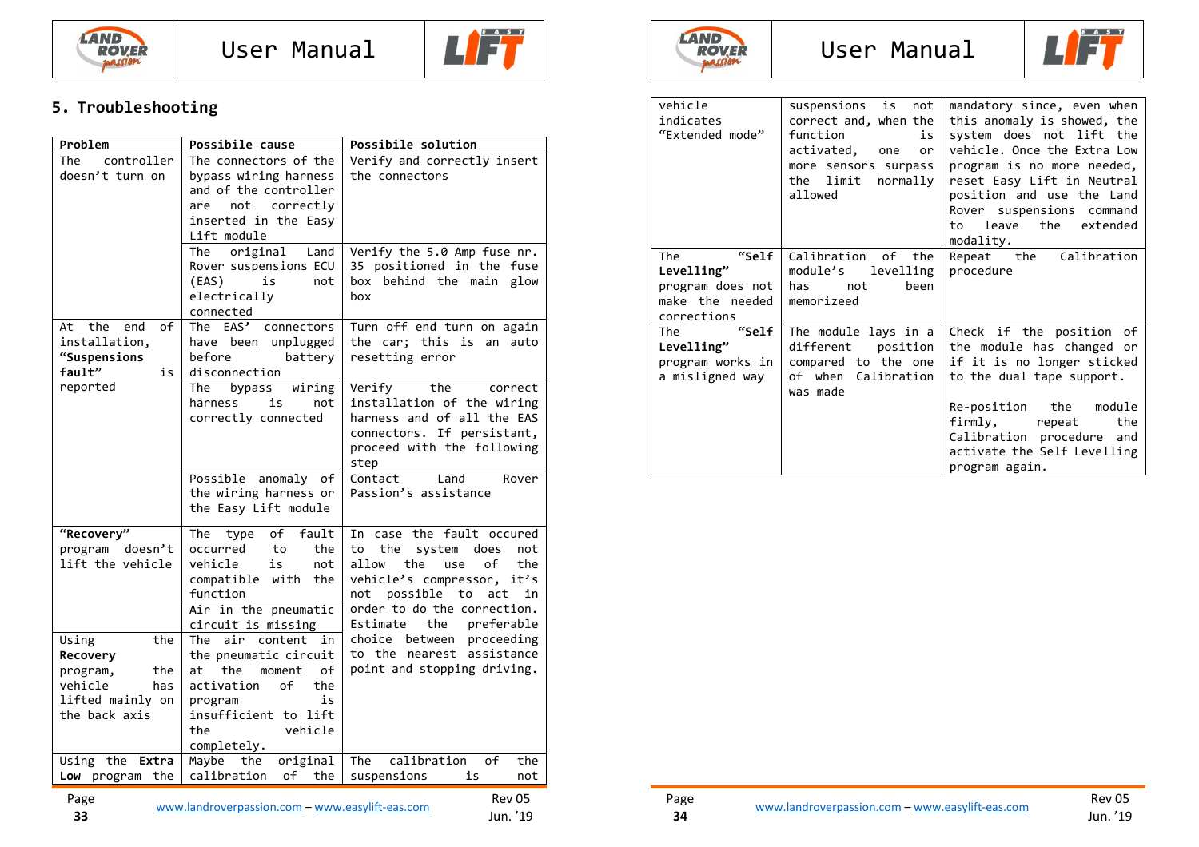## 5. Troubleshooting

| Problem | Possibile cause | Possibile solution |
|---|---|---|
| The controller doesn't turn on | The connectors of the bypass wiring harness and of the controller are not correctly inserted in the Easy Lift module | Verify and correctly insert the connectors |
| | The original Land Rover suspensions ECU (EAS) is not electrically connected | Verify the 5.0 Amp fuse nr. 35 positioned in the fuse box behind the main glow box |
| At the end of installation, "**Suspensions fault**" is reported | The EAS' connectors have been unplugged before battery disconnection | Turn off end turn on again the car; this is an auto resetting error |
| | The bypass wiring harness is not correctly connected | Verify the correct installation of the wiring harness and of all the EAS connectors. If persistant, proceed with the following step |
| | Possible anomaly of the wiring harness or the Easy Lift module | Contact Land Rover Passion's assistance |
| "**Recovery**" program doesn't lift the vehicle | The type of fault occurred to the vehicle is not compatible with the function | In case the fault occured to the system does not allow the use of the vehicle's compressor, it's not possible to act in order to do the correction. Estimate the preferable choice between proceeding to the nearest assistance point and stopping driving. |
| | Air in the pneumatic circuit is missing | |
| Using the **Recovery** program, the vehicle has lifted mainly on the back axis | The air content in the pneumatic circuit at the moment of activation of the program is insufficient to lift the vehicle completely. | |
| Using the **Extra Low** program the vehicle indicates "Extended mode" | Maybe the original calibration of the suspensions is not correct and, when the function is activated, one or more sensors surpass the limit normally allowed | The calibration of the suspensions is not mandatory since, even when this anomaly is showed, the system does not lift the vehicle. Once the Extra Low program is no more needed, reset Easy Lift in Neutral position and use the Land Rover suspensions command to leave the extended modality. |
| The "**Self Levelling**" program does not make the needed corrections | Calibration of the module's levelling has not been memorizeed | Repeat the Calibration procedure |
| The "**Self Levelling**" program works in a misligned way | The module lays in a different position compared to the one of when Calibration was made | Check if the position of the module has changed or if it is no longer sticked to the dual tape support.<br><br>Re-position the module firmly, repeat the Calibration procedure and activate the Self Levelling program again. |